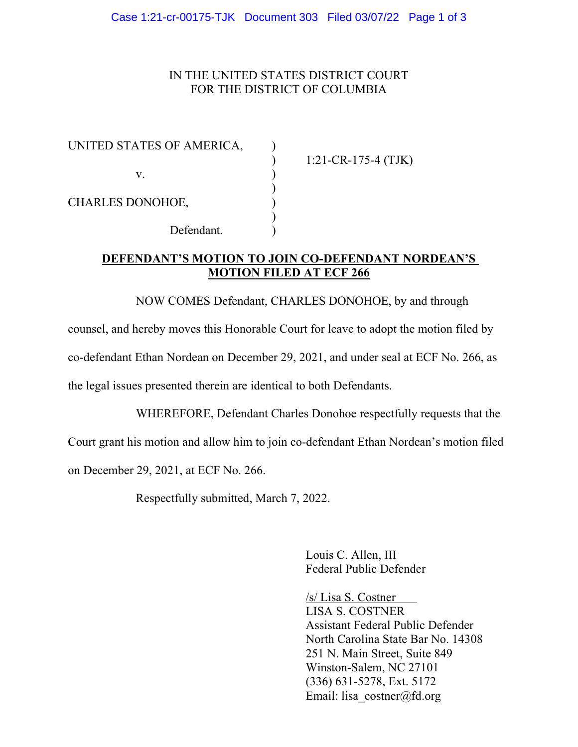IN THE UNITED STATES DISTRICT COURT
FOR THE DISTRICT OF COLUMBIA

UNITED STATES OF AMERICA, )
) 1:21-CR-175-4 (TJK)
v. )
)
CHARLES DONOHOE, )
)
Defendant. )

**DEFENDANT'S MOTION TO JOIN CO-DEFENDANT NORDEAN'S MOTION FILED AT ECF 266**

NOW COMES Defendant, CHARLES DONOHOE, by and through counsel, and hereby moves this Honorable Court for leave to adopt the motion filed by co-defendant Ethan Nordean on December 29, 2021, and under seal at ECF No. 266, as the legal issues presented therein are identical to both Defendants.

WHEREFORE, Defendant Charles Donohoe respectfully requests that the Court grant his motion and allow him to join co-defendant Ethan Nordean's motion filed on December 29, 2021, at ECF No. 266.

Respectfully submitted, March 7, 2022.

Louis C. Allen, III
Federal Public Defender

/s/ Lisa S. Costner
LISA S. COSTNER
Assistant Federal Public Defender
North Carolina State Bar No. 14308
251 N. Main Street, Suite 849
Winston-Salem, NC 27101
(336) 631-5278, Ext. 5172
Email: lisa_costner@fd.org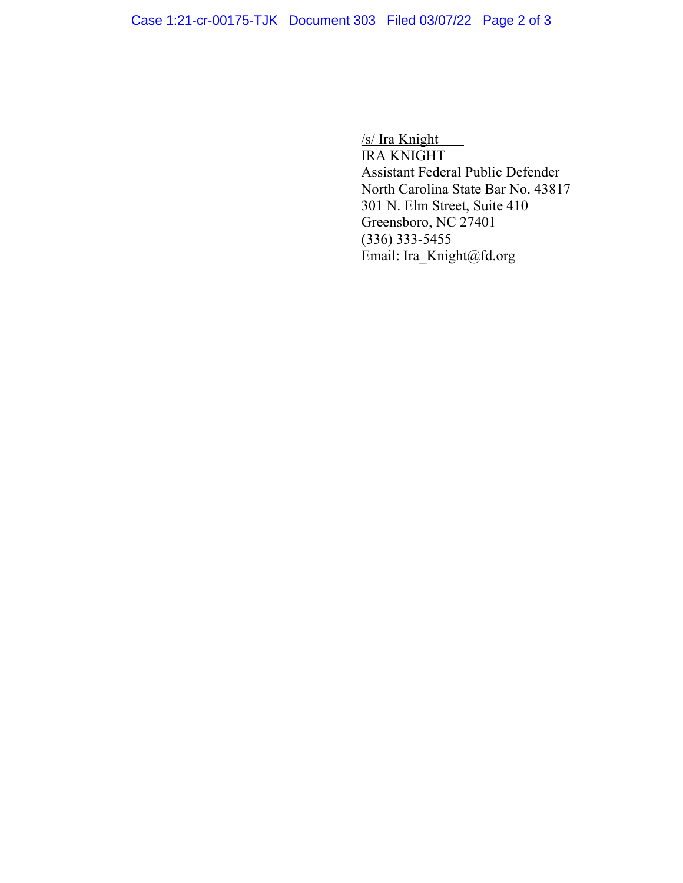/s/ Ira Knight
IRA KNIGHT
Assistant Federal Public Defender
North Carolina State Bar No. 43817
301 N. Elm Street, Suite 410
Greensboro, NC 27401
(336) 333-5455
Email: Ira_Knight@fd.org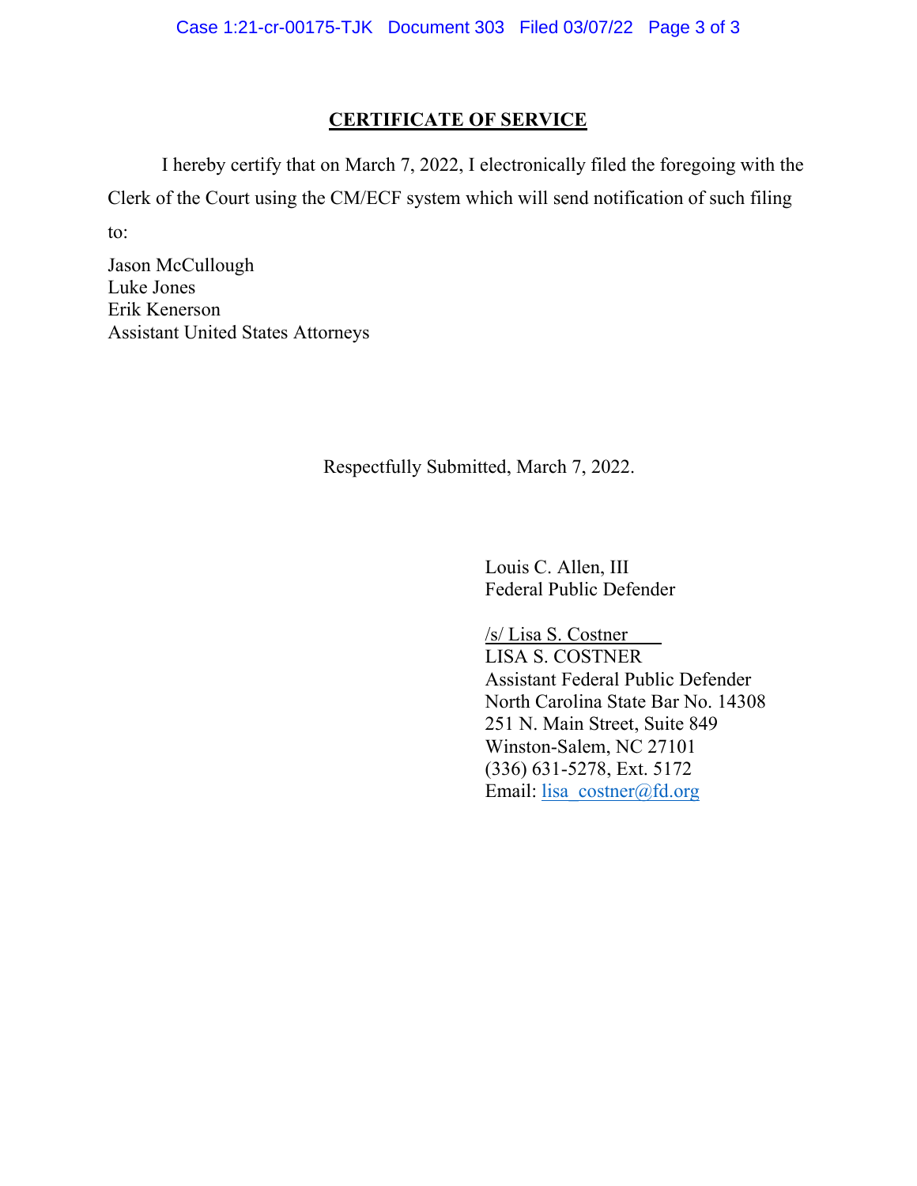# CERTIFICATE OF SERVICE

I hereby certify that on March 7, 2022, I electronically filed the foregoing with the Clerk of the Court using the CM/ECF system which will send notification of such filing to:

Jason McCullough
Luke Jones
Erik Kenerson
Assistant United States Attorneys

Respectfully Submitted, March 7, 2022.

Louis C. Allen, III
Federal Public Defender

/s/ Lisa S. Costner
LISA S. COSTNER
Assistant Federal Public Defender
North Carolina State Bar No. 14308
251 N. Main Street, Suite 849
Winston-Salem, NC 27101
(336) 631-5278, Ext. 5172
Email: lisa_costner@fd.org